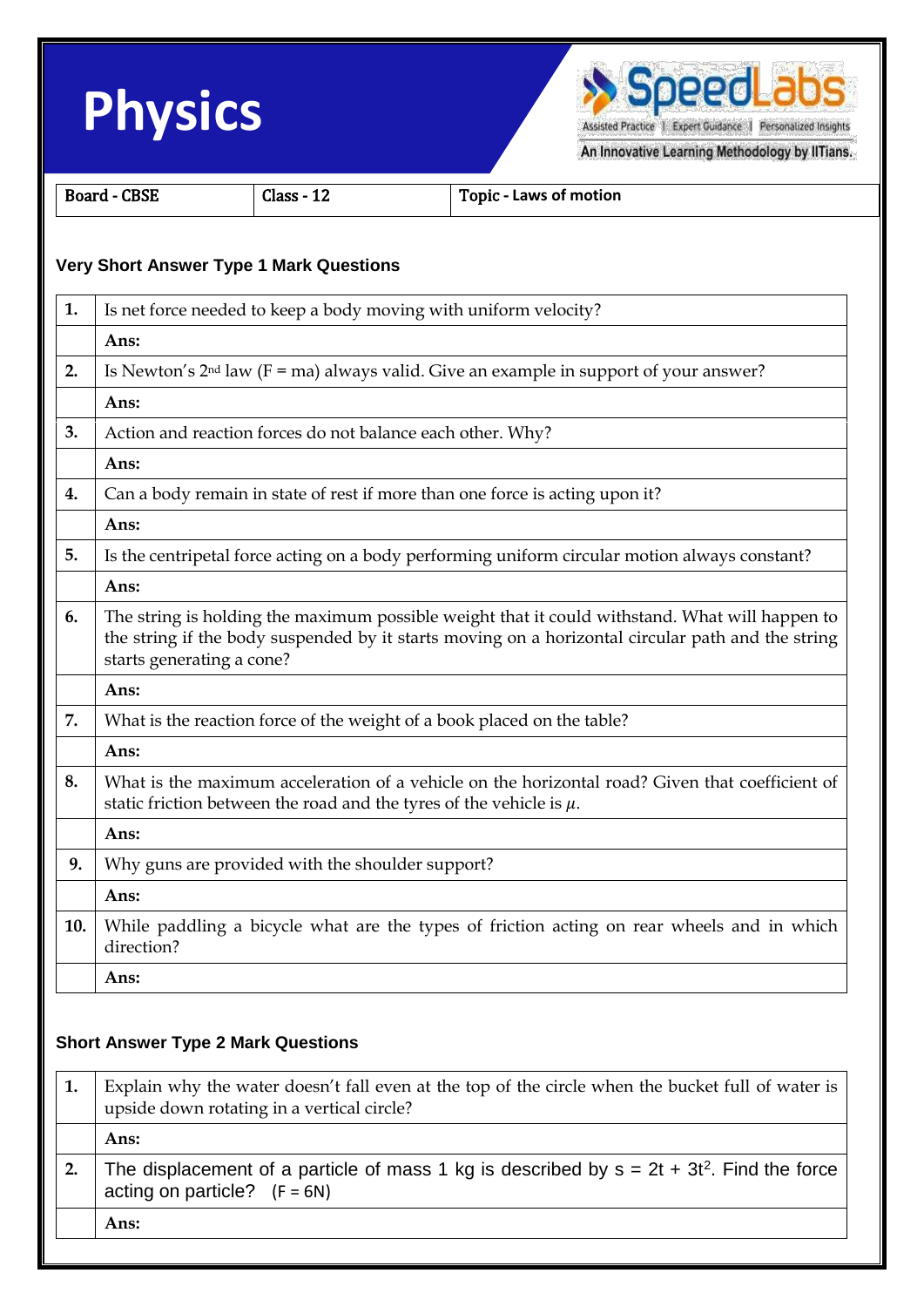# Physics

| Board - CBSE | Class - 12 | Topic - Laws of motion |
|---|---|---|

## Very Short Answer Type 1 Mark Questions

| | |
|---|---|
| **1.** | Is net force needed to keep a body moving with uniform velocity? |
| | **Ans:** |
| **2.** | Is Newton's 2nd law (F = ma) always valid. Give an example in support of your answer? |
| | **Ans:** |
| **3.** | Action and reaction forces do not balance each other. Why? |
| | **Ans:** |
| **4.** | Can a body remain in state of rest if more than one force is acting upon it? |
| | **Ans:** |
| **5.** | Is the centripetal force acting on a body performing uniform circular motion always constant? |
| | **Ans:** |
| **6.** | The string is holding the maximum possible weight that it could withstand. What will happen to the string if the body suspended by it starts moving on a horizontal circular path and the string starts generating a cone? |
| | **Ans:** |
| **7.** | What is the reaction force of the weight of a book placed on the table? |
| | **Ans:** |
| **8.** | What is the maximum acceleration of a vehicle on the horizontal road? Given that coefficient of static friction between the road and the tyres of the vehicle is $\mu$. |
| | **Ans:** |
| **9.** | Why guns are provided with the shoulder support? |
| | **Ans:** |
| **10.** | While paddling a bicycle what are the types of friction acting on rear wheels and in which direction? |
| | **Ans:** |

## Short Answer Type 2 Mark Questions

| | |
|---|---|
| **1.** | Explain why the water doesn't fall even at the top of the circle when the bucket full of water is upside down rotating in a vertical circle? |
| | **Ans:** |
| **2.** | The displacement of a particle of mass 1 kg is described by $s = 2t + 3t^2$. Find the force acting on particle? (F = 6N) |
| | **Ans:** |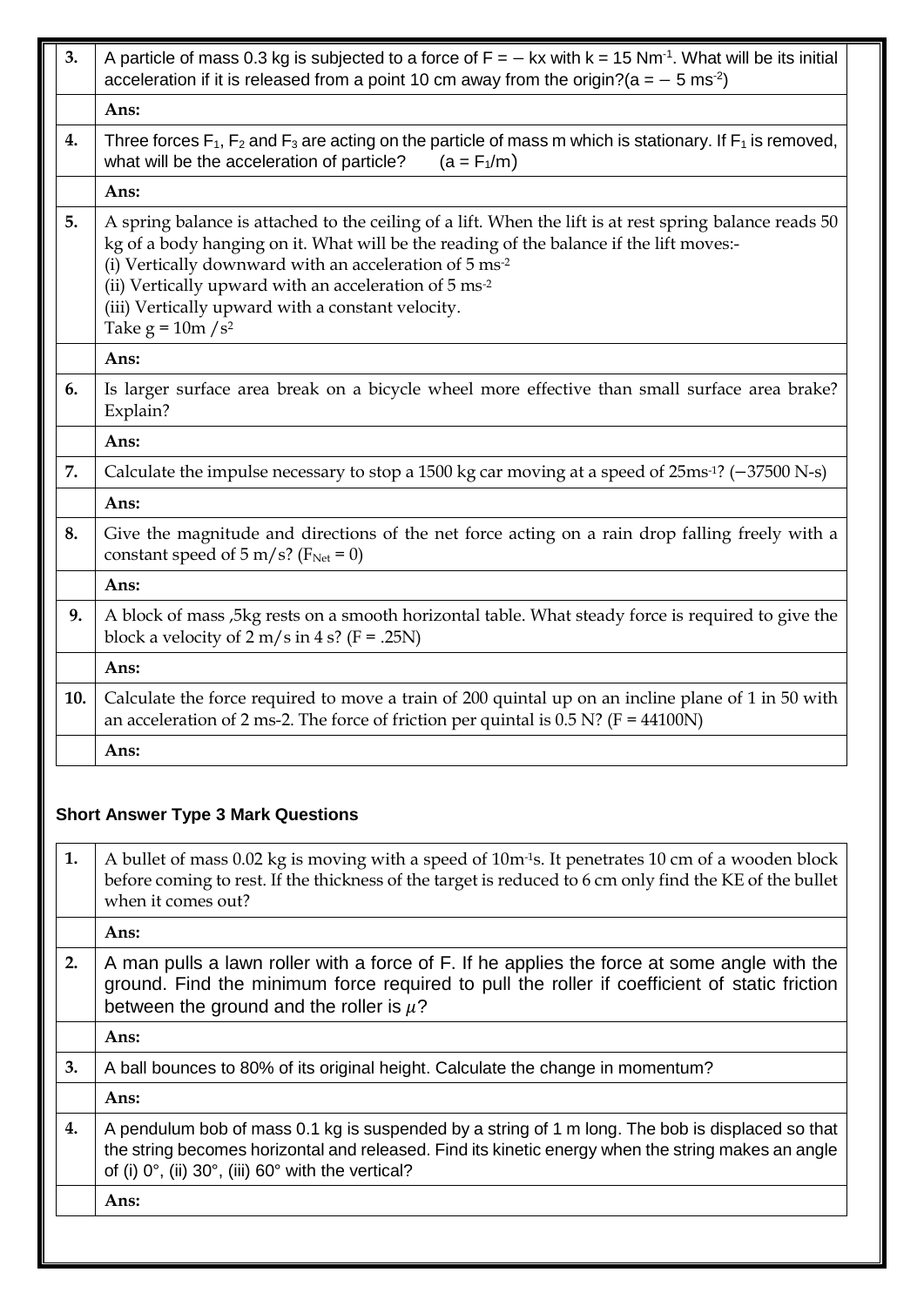| | |
|---|---|
| **3.** | A particle of mass 0.3 kg is subjected to a force of $F = -kx$ with $k = 15\ Nm^{-1}$. What will be its initial acceleration if it is released from a point 10 cm away from the origin?($a = -5\ ms^{-2}$) |
| | **Ans:** |
| **4.** | Three forces $F_1$, $F_2$ and $F_3$ are acting on the particle of mass m which is stationary. If $F_1$ is removed, what will be the acceleration of particle? ($a = F_1/m$) |
| | **Ans:** |
| **5.** | A spring balance is attached to the ceiling of a lift. When the lift is at rest spring balance reads 50 kg of a body hanging on it. What will be the reading of the balance if the lift moves:-<br>(i) Vertically downward with an acceleration of 5 $ms^{-2}$<br>(ii) Vertically upward with an acceleration of 5 $ms^{-2}$<br>(iii) Vertically upward with a constant velocity.<br>Take $g = 10m/s^2$ |
| | **Ans:** |
| **6.** | Is larger surface area break on a bicycle wheel more effective than small surface area brake? Explain? |
| | **Ans:** |
| **7.** | Calculate the impulse necessary to stop a 1500 kg car moving at a speed of $25ms^{-1}$? (−37500 N-s) |
| | **Ans:** |
| **8.** | Give the magnitude and directions of the net force acting on a rain drop falling freely with a constant speed of 5 m/s? ($F_{Net} = 0$) |
| | **Ans:** |
| **9.** | A block of mass ,5kg rests on a smooth horizontal table. What steady force is required to give the block a velocity of 2 m/s in 4 s? (F = .25N) |
| | **Ans:** |
| **10.** | Calculate the force required to move a train of 200 quintal up on an incline plane of 1 in 50 with an acceleration of 2 ms-2. The force of friction per quintal is 0.5 N? (F = 44100N) |
| | **Ans:** |

### Short Answer Type 3 Mark Questions

| | |
|---|---|
| **1.** | A bullet of mass 0.02 kg is moving with a speed of $10m^{-1}s$. It penetrates 10 cm of a wooden block before coming to rest. If the thickness of the target is reduced to 6 cm only find the KE of the bullet when it comes out? |
| | **Ans:** |
| **2.** | A man pulls a lawn roller with a force of F. If he applies the force at some angle with the ground. Find the minimum force required to pull the roller if coefficient of static friction between the ground and the roller is $\mu$? |
| | **Ans:** |
| **3.** | A ball bounces to 80% of its original height. Calculate the change in momentum? |
| | **Ans:** |
| **4.** | A pendulum bob of mass 0.1 kg is suspended by a string of 1 m long. The bob is displaced so that the string becomes horizontal and released. Find its kinetic energy when the string makes an angle of (i) 0°, (ii) 30°, (iii) 60° with the vertical? |
| | **Ans:** |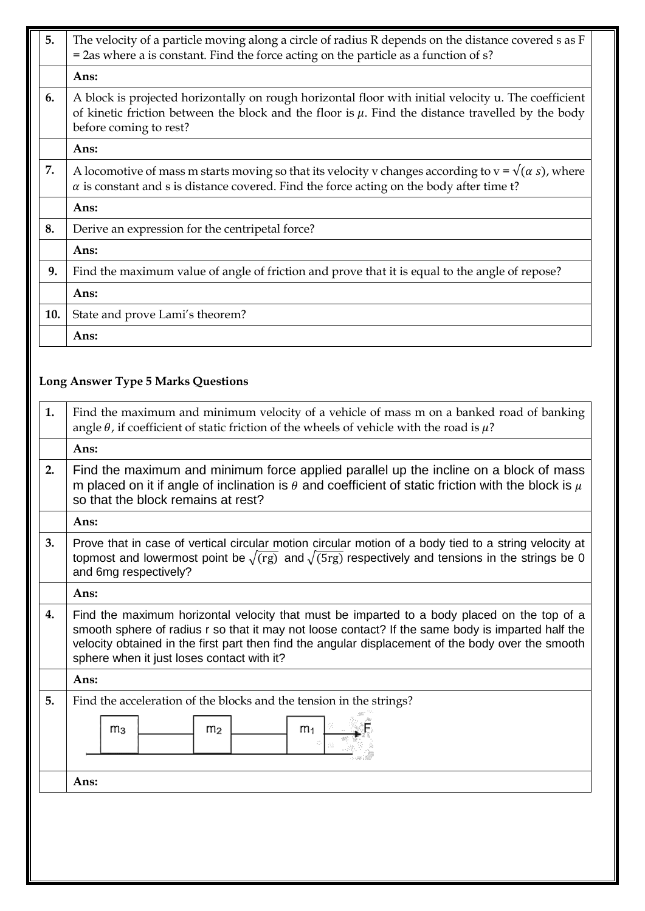| | |
|---|---|
| **5.** | The velocity of a particle moving along a circle of radius R depends on the distance covered s as F = 2as where a is constant. Find the force acting on the particle as a function of s? |
| | **Ans:** |
| **6.** | A block is projected horizontally on rough horizontal floor with initial velocity u. The coefficient of kinetic friction between the block and the floor is $\mu$. Find the distance travelled by the body before coming to rest? |
| | **Ans:** |
| **7.** | A locomotive of mass m starts moving so that its velocity v changes according to v = $\sqrt{(\alpha\ s)}$, where $\alpha$ is constant and s is distance covered. Find the force acting on the body after time t? |
| | **Ans:** |
| **8.** | Derive an expression for the centripetal force? |
| | **Ans:** |
| **9.** | Find the maximum value of angle of friction and prove that it is equal to the angle of repose? |
| | **Ans:** |
| **10.** | State and prove Lami's theorem? |
| | **Ans:** |

**Long Answer Type 5 Marks Questions**

| | |
|---|---|
| **1.** | Find the maximum and minimum velocity of a vehicle of mass m on a banked road of banking angle $\theta$, if coefficient of static friction of the wheels of vehicle with the road is $\mu$? |
| | **Ans:** |
| **2.** | Find the maximum and minimum force applied parallel up the incline on a block of mass m placed on it if angle of inclination is $\theta$ and coefficient of static friction with the block is $\mu$ so that the block remains at rest? |
| | **Ans:** |
| **3.** | Prove that in case of vertical circular motion circular motion of a body tied to a string velocity at topmost and lowermost point be $\sqrt{(rg)}$ and $\sqrt{(5rg)}$ respectively and tensions in the strings be 0 and 6mg respectively? |
| | **Ans:** |
| **4.** | Find the maximum horizontal velocity that must be imparted to a body placed on the top of a smooth sphere of radius r so that it may not loose contact? If the same body is imparted half the velocity obtained in the first part then find the angular displacement of the body over the smooth sphere when it just loses contact with it? |
| | **Ans:** |
| **5.** | Find the acceleration of the blocks and the tension in the strings? $m_3$ — $m_2$ — $m_1$ → F |
| | **Ans:** |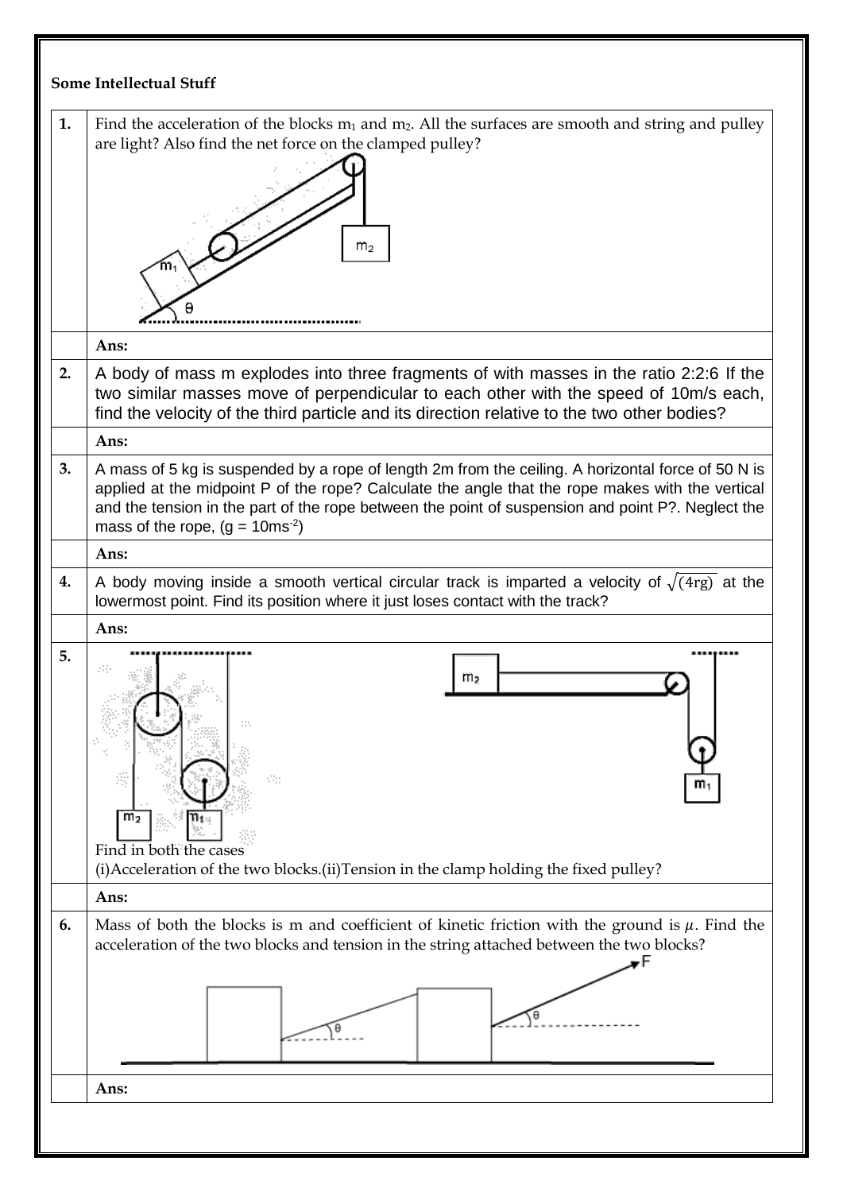**Some Intellectual Stuff**

| | |
|---|---|
| **1.** | Find the acceleration of the blocks $m_1$ and $m_2$. All the surfaces are smooth and string and pulley are light? Also find the net force on the clamped pulley? |
| | **Ans:** |
| **2.** | A body of mass m explodes into three fragments of with masses in the ratio 2:2:6 If the two similar masses move of perpendicular to each other with the speed of 10m/s each, find the velocity of the third particle and its direction relative to the two other bodies? |
| | **Ans:** |
| **3.** | A mass of 5 kg is suspended by a rope of length 2m from the ceiling. A horizontal force of 50 N is applied at the midpoint P of the rope? Calculate the angle that the rope makes with the vertical and the tension in the part of the rope between the point of suspension and point P?. Neglect the mass of the rope, ($g = 10ms^{-2}$) |
| | **Ans:** |
| **4.** | A body moving inside a smooth vertical circular track is imparted a velocity of $\sqrt{(4rg)}$ at the lowermost point. Find its position where it just loses contact with the track? |
| | **Ans:** |
| **5.** | Find in both the cases (i)Acceleration of the two blocks.(ii)Tension in the clamp holding the fixed pulley? |
| | **Ans:** |
| **6.** | Mass of both the blocks is m and coefficient of kinetic friction with the ground is $\mu$. Find the acceleration of the two blocks and tension in the string attached between the two blocks? |
| | **Ans:** |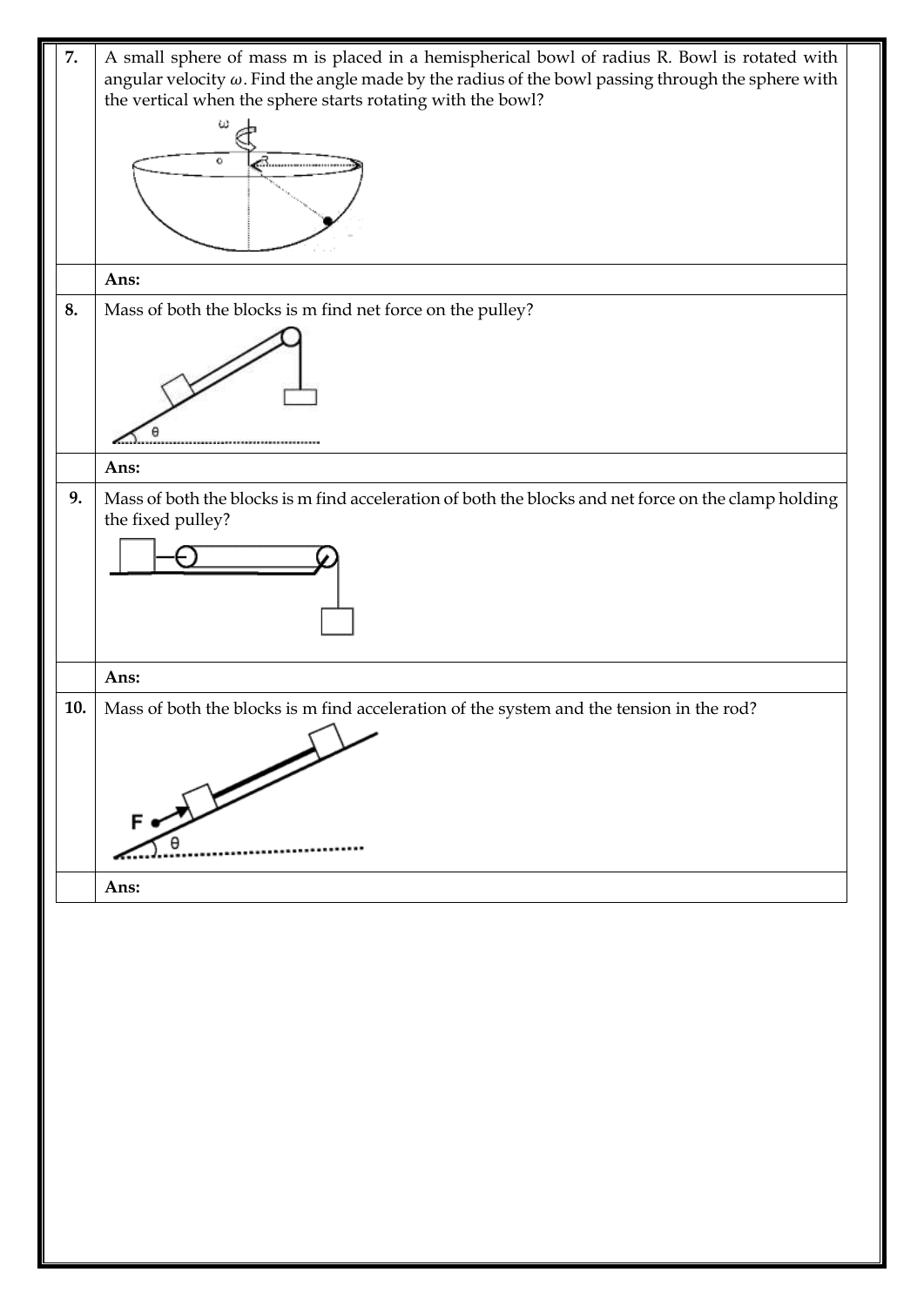| | |
|---|---|
| **7.** | A small sphere of mass m is placed in a hemispherical bowl of radius R. Bowl is rotated with angular velocity $\omega$. Find the angle made by the radius of the bowl passing through the sphere with the vertical when the sphere starts rotating with the bowl? |
| | **Ans:** |
| **8.** | Mass of both the blocks is m find net force on the pulley? |
| | **Ans:** |
| **9.** | Mass of both the blocks is m find acceleration of both the blocks and net force on the clamp holding the fixed pulley? |
| | **Ans:** |
| **10.** | Mass of both the blocks is m find acceleration of the system and the tension in the rod? |
| | **Ans:** |